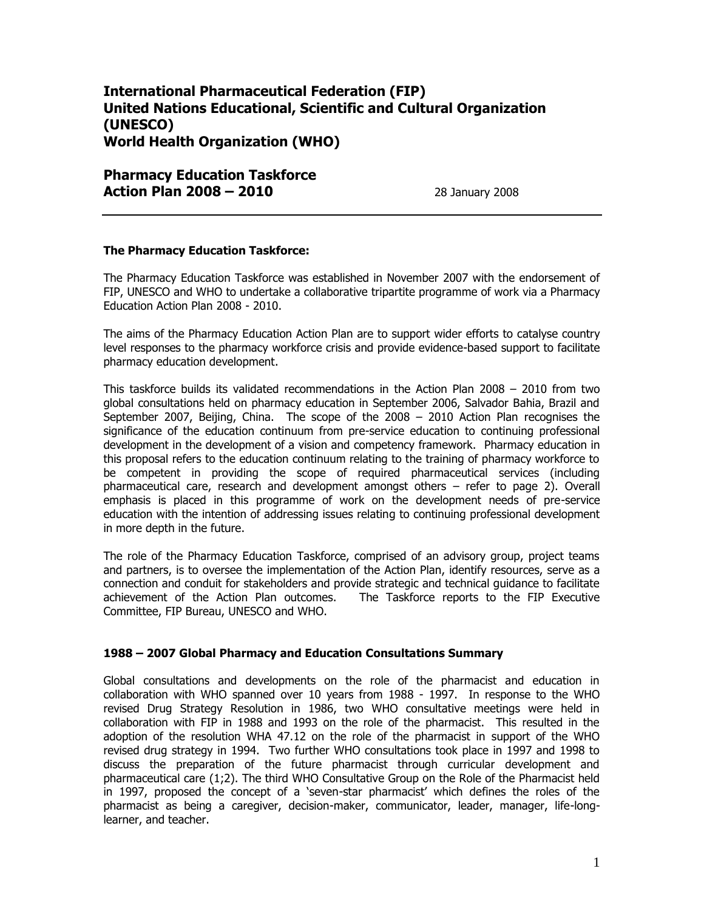# International Pharmaceutical Federation (FIP)
# United Nations Educational, Scientific and Cultural Organization (UNESCO)
# World Health Organization (WHO)

## Pharmacy Education Taskforce
## Action Plan 2008 – 2010

28 January 2008

---

### The Pharmacy Education Taskforce:

The Pharmacy Education Taskforce was established in November 2007 with the endorsement of FIP, UNESCO and WHO to undertake a collaborative tripartite programme of work via a Pharmacy Education Action Plan 2008 - 2010.

The aims of the Pharmacy Education Action Plan are to support wider efforts to catalyse country level responses to the pharmacy workforce crisis and provide evidence-based support to facilitate pharmacy education development.

This taskforce builds its validated recommendations in the Action Plan 2008 – 2010 from two global consultations held on pharmacy education in September 2006, Salvador Bahia, Brazil and September 2007, Beijing, China. The scope of the 2008 – 2010 Action Plan recognises the significance of the education continuum from pre-service education to continuing professional development in the development of a vision and competency framework. Pharmacy education in this proposal refers to the education continuum relating to the training of pharmacy workforce to be competent in providing the scope of required pharmaceutical services (including pharmaceutical care, research and development amongst others – refer to page 2). Overall emphasis is placed in this programme of work on the development needs of pre-service education with the intention of addressing issues relating to continuing professional development in more depth in the future.

The role of the Pharmacy Education Taskforce, comprised of an advisory group, project teams and partners, is to oversee the implementation of the Action Plan, identify resources, serve as a connection and conduit for stakeholders and provide strategic and technical guidance to facilitate achievement of the Action Plan outcomes. The Taskforce reports to the FIP Executive Committee, FIP Bureau, UNESCO and WHO.

### 1988 – 2007 Global Pharmacy and Education Consultations Summary

Global consultations and developments on the role of the pharmacist and education in collaboration with WHO spanned over 10 years from 1988 - 1997. In response to the WHO revised Drug Strategy Resolution in 1986, two WHO consultative meetings were held in collaboration with FIP in 1988 and 1993 on the role of the pharmacist. This resulted in the adoption of the resolution WHA 47.12 on the role of the pharmacist in support of the WHO revised drug strategy in 1994. Two further WHO consultations took place in 1997 and 1998 to discuss the preparation of the future pharmacist through curricular development and pharmaceutical care (1;2). The third WHO Consultative Group on the Role of the Pharmacist held in 1997, proposed the concept of a 'seven-star pharmacist' which defines the roles of the pharmacist as being a caregiver, decision-maker, communicator, leader, manager, life-long-learner, and teacher.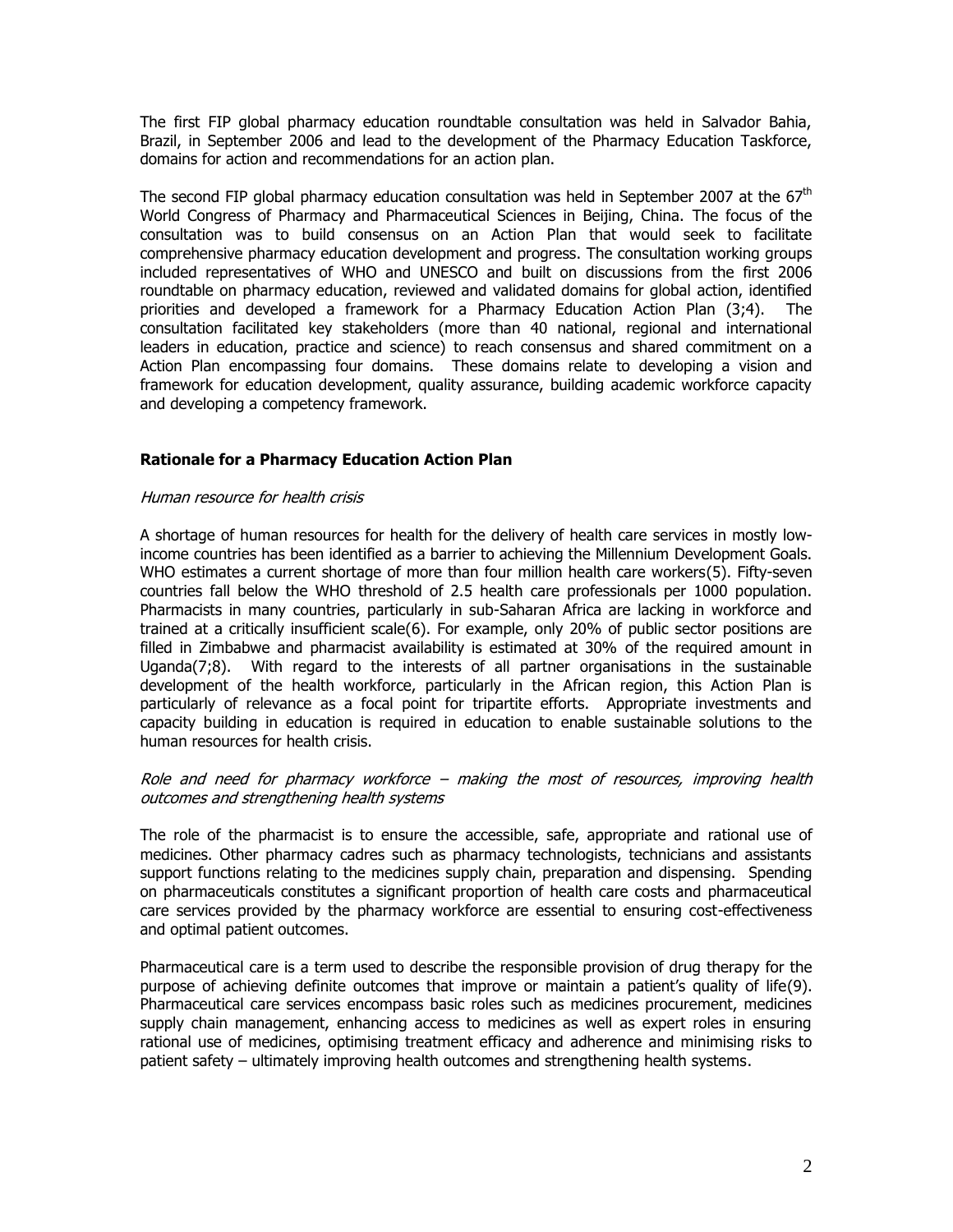The first FIP global pharmacy education roundtable consultation was held in Salvador Bahia, Brazil, in September 2006 and lead to the development of the Pharmacy Education Taskforce, domains for action and recommendations for an action plan.

The second FIP global pharmacy education consultation was held in September 2007 at the 67th World Congress of Pharmacy and Pharmaceutical Sciences in Beijing, China. The focus of the consultation was to build consensus on an Action Plan that would seek to facilitate comprehensive pharmacy education development and progress. The consultation working groups included representatives of WHO and UNESCO and built on discussions from the first 2006 roundtable on pharmacy education, reviewed and validated domains for global action, identified priorities and developed a framework for a Pharmacy Education Action Plan (3;4). The consultation facilitated key stakeholders (more than 40 national, regional and international leaders in education, practice and science) to reach consensus and shared commitment on a Action Plan encompassing four domains. These domains relate to developing a vision and framework for education development, quality assurance, building academic workforce capacity and developing a competency framework.

## Rationale for a Pharmacy Education Action Plan

### *Human resource for health crisis*

A shortage of human resources for health for the delivery of health care services in mostly low-income countries has been identified as a barrier to achieving the Millennium Development Goals. WHO estimates a current shortage of more than four million health care workers(5). Fifty-seven countries fall below the WHO threshold of 2.5 health care professionals per 1000 population. Pharmacists in many countries, particularly in sub-Saharan Africa are lacking in workforce and trained at a critically insufficient scale(6). For example, only 20% of public sector positions are filled in Zimbabwe and pharmacist availability is estimated at 30% of the required amount in Uganda(7;8). With regard to the interests of all partner organisations in the sustainable development of the health workforce, particularly in the African region, this Action Plan is particularly of relevance as a focal point for tripartite efforts. Appropriate investments and capacity building in education is required in education to enable sustainable solutions to the human resources for health crisis.

### *Role and need for pharmacy workforce – making the most of resources, improving health outcomes and strengthening health systems*

The role of the pharmacist is to ensure the accessible, safe, appropriate and rational use of medicines. Other pharmacy cadres such as pharmacy technologists, technicians and assistants support functions relating to the medicines supply chain, preparation and dispensing. Spending on pharmaceuticals constitutes a significant proportion of health care costs and pharmaceutical care services provided by the pharmacy workforce are essential to ensuring cost-effectiveness and optimal patient outcomes.

Pharmaceutical care is a term used to describe the responsible provision of drug therapy for the purpose of achieving definite outcomes that improve or maintain a patient's quality of life(9). Pharmaceutical care services encompass basic roles such as medicines procurement, medicines supply chain management, enhancing access to medicines as well as expert roles in ensuring rational use of medicines, optimising treatment efficacy and adherence and minimising risks to patient safety – ultimately improving health outcomes and strengthening health systems.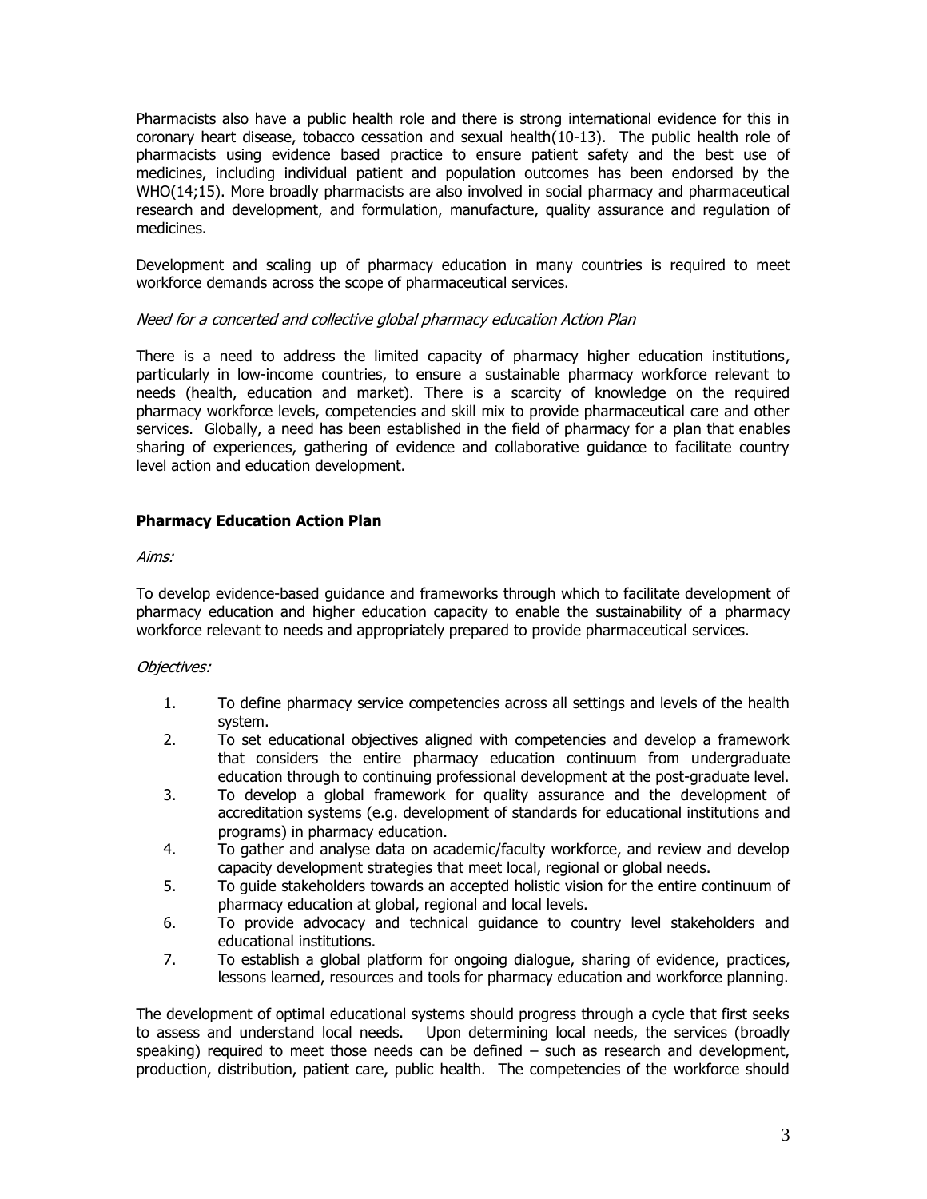Pharmacists also have a public health role and there is strong international evidence for this in coronary heart disease, tobacco cessation and sexual health(10-13). The public health role of pharmacists using evidence based practice to ensure patient safety and the best use of medicines, including individual patient and population outcomes has been endorsed by the WHO(14;15). More broadly pharmacists are also involved in social pharmacy and pharmaceutical research and development, and formulation, manufacture, quality assurance and regulation of medicines.

Development and scaling up of pharmacy education in many countries is required to meet workforce demands across the scope of pharmaceutical services.

*Need for a concerted and collective global pharmacy education Action Plan*

There is a need to address the limited capacity of pharmacy higher education institutions, particularly in low-income countries, to ensure a sustainable pharmacy workforce relevant to needs (health, education and market). There is a scarcity of knowledge on the required pharmacy workforce levels, competencies and skill mix to provide pharmaceutical care and other services. Globally, a need has been established in the field of pharmacy for a plan that enables sharing of experiences, gathering of evidence and collaborative guidance to facilitate country level action and education development.

## Pharmacy Education Action Plan

*Aims:*

To develop evidence-based guidance and frameworks through which to facilitate development of pharmacy education and higher education capacity to enable the sustainability of a pharmacy workforce relevant to needs and appropriately prepared to provide pharmaceutical services.

*Objectives:*

1. To define pharmacy service competencies across all settings and levels of the health system.
2. To set educational objectives aligned with competencies and develop a framework that considers the entire pharmacy education continuum from undergraduate education through to continuing professional development at the post-graduate level.
3. To develop a global framework for quality assurance and the development of accreditation systems (e.g. development of standards for educational institutions and programs) in pharmacy education.
4. To gather and analyse data on academic/faculty workforce, and review and develop capacity development strategies that meet local, regional or global needs.
5. To guide stakeholders towards an accepted holistic vision for the entire continuum of pharmacy education at global, regional and local levels.
6. To provide advocacy and technical guidance to country level stakeholders and educational institutions.
7. To establish a global platform for ongoing dialogue, sharing of evidence, practices, lessons learned, resources and tools for pharmacy education and workforce planning.

The development of optimal educational systems should progress through a cycle that first seeks to assess and understand local needs. Upon determining local needs, the services (broadly speaking) required to meet those needs can be defined – such as research and development, production, distribution, patient care, public health. The competencies of the workforce should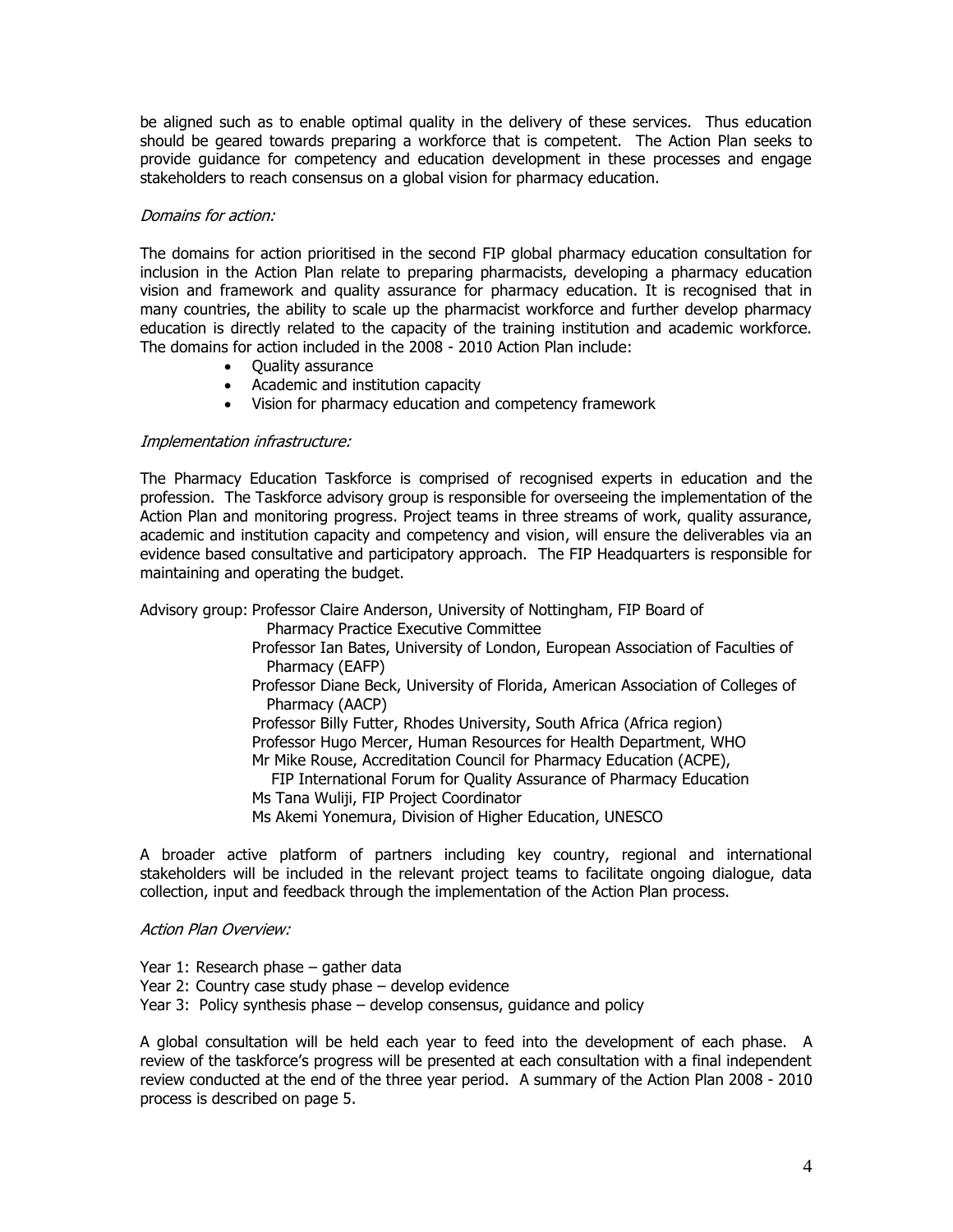be aligned such as to enable optimal quality in the delivery of these services. Thus education should be geared towards preparing a workforce that is competent. The Action Plan seeks to provide guidance for competency and education development in these processes and engage stakeholders to reach consensus on a global vision for pharmacy education.

*Domains for action:*

The domains for action prioritised in the second FIP global pharmacy education consultation for inclusion in the Action Plan relate to preparing pharmacists, developing a pharmacy education vision and framework and quality assurance for pharmacy education. It is recognised that in many countries, the ability to scale up the pharmacist workforce and further develop pharmacy education is directly related to the capacity of the training institution and academic workforce. The domains for action included in the 2008 - 2010 Action Plan include:

- Quality assurance
- Academic and institution capacity
- Vision for pharmacy education and competency framework

*Implementation infrastructure:*

The Pharmacy Education Taskforce is comprised of recognised experts in education and the profession. The Taskforce advisory group is responsible for overseeing the implementation of the Action Plan and monitoring progress. Project teams in three streams of work, quality assurance, academic and institution capacity and competency and vision, will ensure the deliverables via an evidence based consultative and participatory approach. The FIP Headquarters is responsible for maintaining and operating the budget.

Advisory group: Professor Claire Anderson, University of Nottingham, FIP Board of Pharmacy Practice Executive Committee
Professor Ian Bates, University of London, European Association of Faculties of Pharmacy (EAFP)
Professor Diane Beck, University of Florida, American Association of Colleges of Pharmacy (AACP)
Professor Billy Futter, Rhodes University, South Africa (Africa region)
Professor Hugo Mercer, Human Resources for Health Department, WHO
Mr Mike Rouse, Accreditation Council for Pharmacy Education (ACPE), FIP International Forum for Quality Assurance of Pharmacy Education
Ms Tana Wuliji, FIP Project Coordinator
Ms Akemi Yonemura, Division of Higher Education, UNESCO

A broader active platform of partners including key country, regional and international stakeholders will be included in the relevant project teams to facilitate ongoing dialogue, data collection, input and feedback through the implementation of the Action Plan process.

*Action Plan Overview:*

Year 1: Research phase – gather data
Year 2: Country case study phase – develop evidence
Year 3: Policy synthesis phase – develop consensus, guidance and policy

A global consultation will be held each year to feed into the development of each phase. A review of the taskforce's progress will be presented at each consultation with a final independent review conducted at the end of the three year period. A summary of the Action Plan 2008 - 2010 process is described on page 5.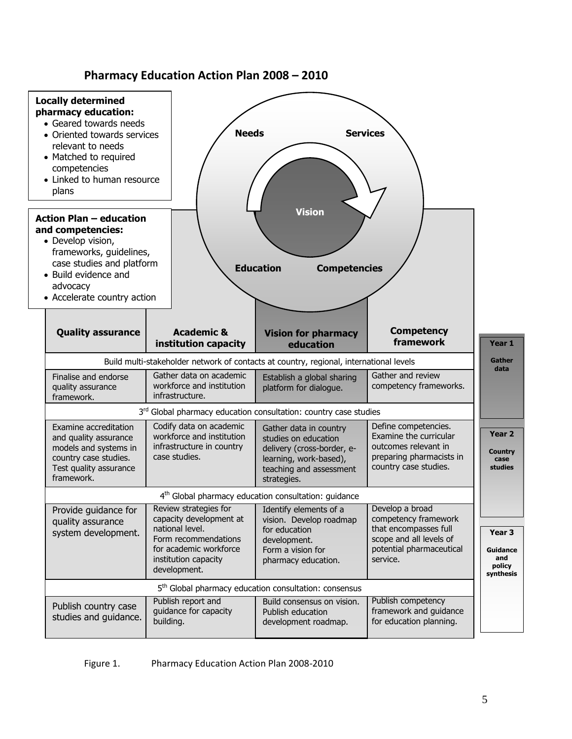## Pharmacy Education Action Plan 2008 – 2010

**Locally determined pharmacy education:**

- Geared towards needs
- Oriented towards services relevant to needs
- Matched to required competencies
- Linked to human resource plans

**Action Plan – education and competencies:**

- Develop vision, frameworks, guidelines, case studies and platform
- Build evidence and advocacy
- Accelerate country action

Needs — Services — Vision — Education — Competencies

| Quality assurance | Academic & institution capacity | Vision for pharmacy education | Competency framework | |
|---|---|---|---|---|
| Build multi-stakeholder network of contacts at country, regional, international levels | | | | **Year 1** Gather data |
| Finalise and endorse quality assurance framework. | Gather data on academic workforce and institution infrastructure. | Establish a global sharing platform for dialogue. | Gather and review competency frameworks. | |
| 3rd Global pharmacy education consultation: country case studies | | | | |
| Examine accreditation and quality assurance models and systems in country case studies. Test quality assurance framework. | Codify data on academic workforce and institution infrastructure in country case studies. | Gather data in country studies on education delivery (cross-border, e-learning, work-based), teaching and assessment strategies. | Define competencies. Examine the curricular outcomes relevant in preparing pharmacists in country case studies. | **Year 2** Country case studies |
| 4th Global pharmacy education consultation: guidance | | | | |
| Provide guidance for quality assurance system development. | Review strategies for capacity development at national level. Form recommendations for academic workforce institution capacity development. | Identify elements of a vision. Develop roadmap for education development. Form a vision for pharmacy education. | Develop a broad competency framework that encompasses full scope and all levels of potential pharmaceutical service. | **Year 3** Guidance and policy synthesis |
| 5th Global pharmacy education consultation: consensus | | | | |
| Publish country case studies and guidance. | Publish report and guidance for capacity building. | Build consensus on vision. Publish education development roadmap. | Publish competency framework and guidance for education planning. | |

Figure 1. Pharmacy Education Action Plan 2008-2010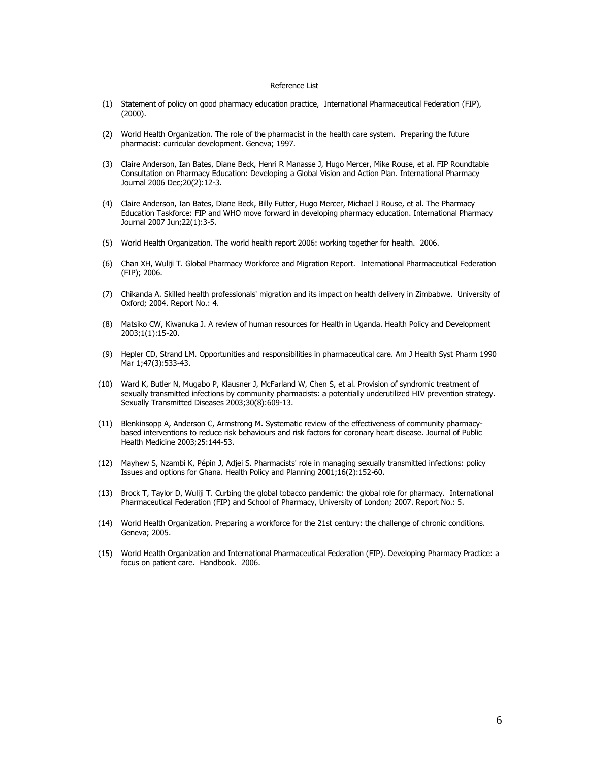Reference List

(1) Statement of policy on good pharmacy education practice, International Pharmaceutical Federation (FIP), (2000).

(2) World Health Organization. The role of the pharmacist in the health care system. Preparing the future pharmacist: curricular development. Geneva; 1997.

(3) Claire Anderson, Ian Bates, Diane Beck, Henri R Manasse J, Hugo Mercer, Mike Rouse, et al. FIP Roundtable Consultation on Pharmacy Education: Developing a Global Vision and Action Plan. International Pharmacy Journal 2006 Dec;20(2):12-3.

(4) Claire Anderson, Ian Bates, Diane Beck, Billy Futter, Hugo Mercer, Michael J Rouse, et al. The Pharmacy Education Taskforce: FIP and WHO move forward in developing pharmacy education. International Pharmacy Journal 2007 Jun;22(1):3-5.

(5) World Health Organization. The world health report 2006: working together for health. 2006.

(6) Chan XH, Wuliji T. Global Pharmacy Workforce and Migration Report. International Pharmaceutical Federation (FIP); 2006.

(7) Chikanda A. Skilled health professionals' migration and its impact on health delivery in Zimbabwe. University of Oxford; 2004. Report No.: 4.

(8) Matsiko CW, Kiwanuka J. A review of human resources for Health in Uganda. Health Policy and Development 2003;1(1):15-20.

(9) Hepler CD, Strand LM. Opportunities and responsibilities in pharmaceutical care. Am J Health Syst Pharm 1990 Mar 1;47(3):533-43.

(10) Ward K, Butler N, Mugabo P, Klausner J, McFarland W, Chen S, et al. Provision of syndromic treatment of sexually transmitted infections by community pharmacists: a potentially underutilized HIV prevention strategy. Sexually Transmitted Diseases 2003;30(8):609-13.

(11) Blenkinsopp A, Anderson C, Armstrong M. Systematic review of the effectiveness of community pharmacy-based interventions to reduce risk behaviours and risk factors for coronary heart disease. Journal of Public Health Medicine 2003;25:144-53.

(12) Mayhew S, Nzambi K, Pépin J, Adjei S. Pharmacists' role in managing sexually transmitted infections: policy Issues and options for Ghana. Health Policy and Planning 2001;16(2):152-60.

(13) Brock T, Taylor D, Wuliji T. Curbing the global tobacco pandemic: the global role for pharmacy. International Pharmaceutical Federation (FIP) and School of Pharmacy, University of London; 2007. Report No.: 5.

(14) World Health Organization. Preparing a workforce for the 21st century: the challenge of chronic conditions. Geneva; 2005.

(15) World Health Organization and International Pharmaceutical Federation (FIP). Developing Pharmacy Practice: a focus on patient care. Handbook. 2006.